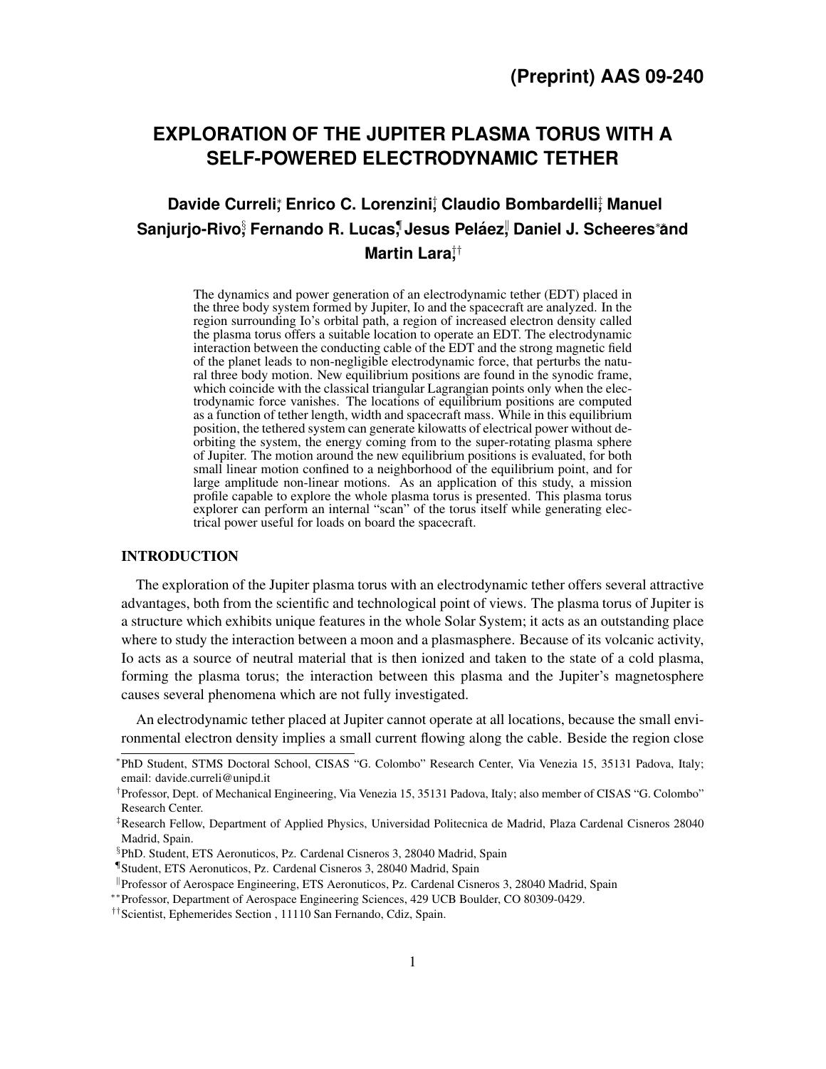(Preprint) AAS 09-240

# EXPLORATION OF THE JUPITER PLASMA TORUS WITH A SELF-POWERED ELECTRODYNAMIC TETHER

**Davide Curreli,[*] Enrico C. Lorenzini,[†] Claudio Bombardelli,[‡] Manuel Sanjurjo-Rivo,[§] Fernando R. Lucas,[¶] Jesus Peláez,[‖] Daniel J. Scheeres[**] and Martin Lara[††]**

The dynamics and power generation of an electrodynamic tether (EDT) placed in the three body system formed by Jupiter, Io and the spacecraft are analyzed. In the region surrounding Io's orbital path, a region of increased electron density called the plasma torus offers a suitable location to operate an EDT. The electrodynamic interaction between the conducting cable of the EDT and the strong magnetic field of the planet leads to non-negligible electrodynamic force, that perturbs the natural three body motion. New equilibrium positions are found in the synodic frame, which coincide with the classical triangular Lagrangian points only when the electrodynamic force vanishes. The locations of equilibrium positions are computed as a function of tether length, width and spacecraft mass. While in this equilibrium position, the tethered system can generate kilowatts of electrical power without deorbiting the system, the energy coming from to the super-rotating plasma sphere of Jupiter. The motion around the new equilibrium positions is evaluated, for both small linear motion confined to a neighborhood of the equilibrium point, and for large amplitude non-linear motions. As an application of this study, a mission profile capable to explore the whole plasma torus is presented. This plasma torus explorer can perform an internal "scan" of the torus itself while generating electrical power useful for loads on board the spacecraft.

## INTRODUCTION

The exploration of the Jupiter plasma torus with an electrodynamic tether offers several attractive advantages, both from the scientific and technological point of views. The plasma torus of Jupiter is a structure which exhibits unique features in the whole Solar System; it acts as an outstanding place where to study the interaction between a moon and a plasmasphere. Because of its volcanic activity, Io acts as a source of neutral material that is then ionized and taken to the state of a cold plasma, forming the plasma torus; the interaction between this plasma and the Jupiter's magnetosphere causes several phenomena which are not fully investigated.

An electrodynamic tether placed at Jupiter cannot operate at all locations, because the small environmental electron density implies a small current flowing along the cable. Beside the region close

[*] PhD Student, STMS Doctoral School, CISAS "G. Colombo" Research Center, Via Venezia 15, 35131 Padova, Italy; email: davide.curreli@unipd.it

[†] Professor, Dept. of Mechanical Engineering, Via Venezia 15, 35131 Padova, Italy; also member of CISAS "G. Colombo" Research Center.

[‡] Research Fellow, Department of Applied Physics, Universidad Politecnica de Madrid, Plaza Cardenal Cisneros 28040 Madrid, Spain.

[§] PhD. Student, ETS Aeronuticos, Pz. Cardenal Cisneros 3, 28040 Madrid, Spain

[¶] Student, ETS Aeronuticos, Pz. Cardenal Cisneros 3, 28040 Madrid, Spain

[‖] Professor of Aerospace Engineering, ETS Aeronuticos, Pz. Cardenal Cisneros 3, 28040 Madrid, Spain

[**] Professor, Department of Aerospace Engineering Sciences, 429 UCB Boulder, CO 80309-0429.

[††] Scientist, Ephemerides Section , 11110 San Fernando, Cdiz, Spain.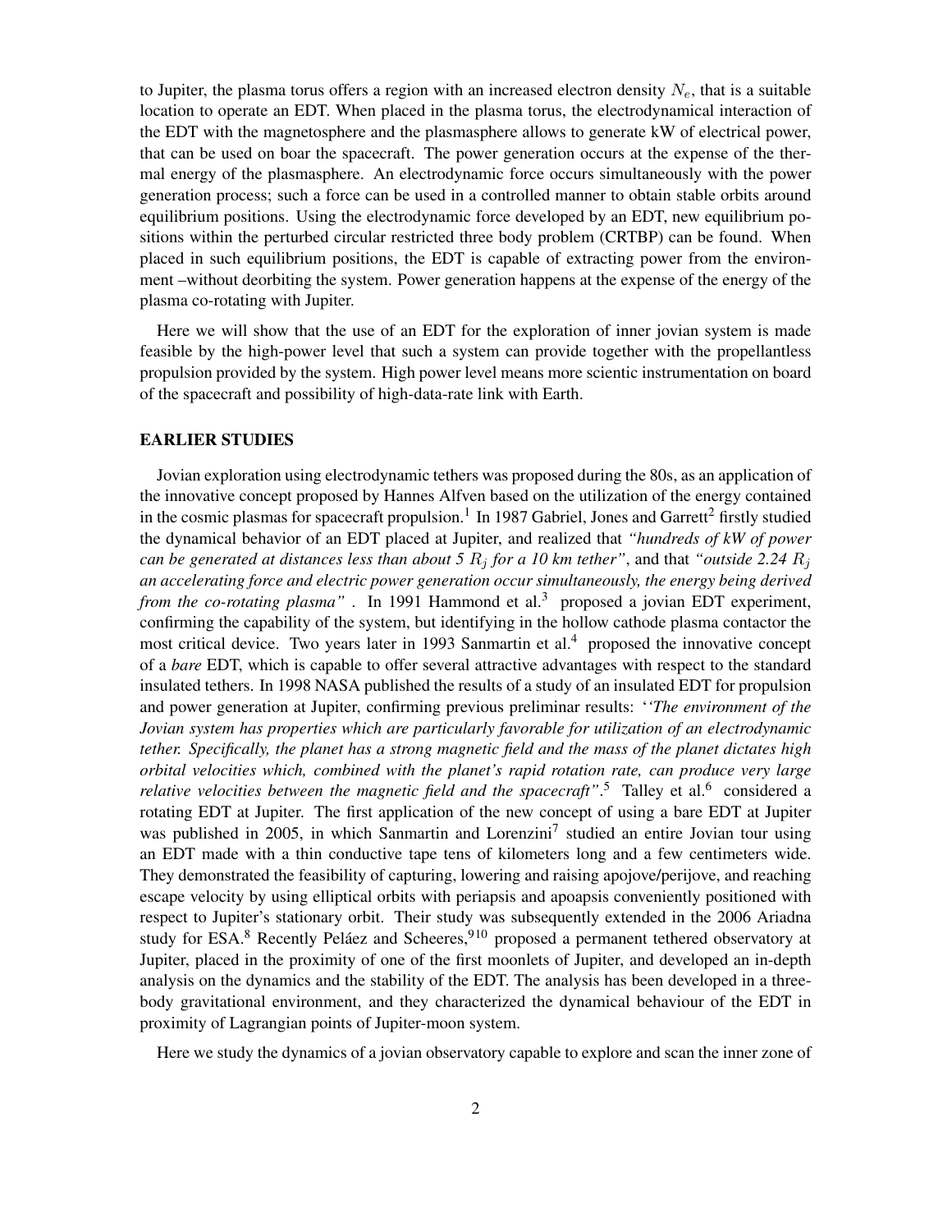to Jupiter, the plasma torus offers a region with an increased electron density $N_e$, that is a suitable location to operate an EDT. When placed in the plasma torus, the electrodynamical interaction of the EDT with the magnetosphere and the plasmasphere allows to generate kW of electrical power, that can be used on boar the spacecraft. The power generation occurs at the expense of the thermal energy of the plasmasphere. An electrodynamic force occurs simultaneously with the power generation process; such a force can be used in a controlled manner to obtain stable orbits around equilibrium positions. Using the electrodynamic force developed by an EDT, new equilibrium positions within the perturbed circular restricted three body problem (CRTBP) can be found. When placed in such equilibrium positions, the EDT is capable of extracting power from the environment –without deorbiting the system. Power generation happens at the expense of the energy of the plasma co-rotating with Jupiter.

Here we will show that the use of an EDT for the exploration of inner jovian system is made feasible by the high-power level that such a system can provide together with the propellantless propulsion provided by the system. High power level means more scientic instrumentation on board of the spacecraft and possibility of high-data-rate link with Earth.

## EARLIER STUDIES

Jovian exploration using electrodynamic tethers was proposed during the 80s, as an application of the innovative concept proposed by Hannes Alfven based on the utilization of the energy contained in the cosmic plasmas for spacecraft propulsion.[1] In 1987 Gabriel, Jones and Garrett[2] firstly studied the dynamical behavior of an EDT placed at Jupiter, and realized that *"hundreds of kW of power can be generated at distances less than about 5 $R_j$ for a 10 km tether"*, and that *"outside 2.24 $R_j$ an accelerating force and electric power generation occur simultaneously, the energy being derived from the co-rotating plasma"* . In 1991 Hammond et al.[3] proposed a jovian EDT experiment, confirming the capability of the system, but identifying in the hollow cathode plasma contactor the most critical device. Two years later in 1993 Sanmartin et al.[4] proposed the innovative concept of a *bare* EDT, which is capable to offer several attractive advantages with respect to the standard insulated tethers. In 1998 NASA published the results of a study of an insulated EDT for propulsion and power generation at Jupiter, confirming previous preliminar results: *''The environment of the Jovian system has properties which are particularly favorable for utilization of an electrodynamic tether. Specifically, the planet has a strong magnetic field and the mass of the planet dictates high orbital velocities which, combined with the planet's rapid rotation rate, can produce very large relative velocities between the magnetic field and the spacecraft"*.[5] Talley et al.[6] considered a rotating EDT at Jupiter. The first application of the new concept of using a bare EDT at Jupiter was published in 2005, in which Sanmartin and Lorenzini[7] studied an entire Jovian tour using an EDT made with a thin conductive tape tens of kilometers long and a few centimeters wide. They demonstrated the feasibility of capturing, lowering and raising apojove/perijove, and reaching escape velocity by using elliptical orbits with periapsis and apoapsis conveniently positioned with respect to Jupiter's stationary orbit. Their study was subsequently extended in the 2006 Ariadna study for ESA.[8] Recently Peláez and Scheeres,[9,10] proposed a permanent tethered observatory at Jupiter, placed in the proximity of one of the first moonlets of Jupiter, and developed an in-depth analysis on the dynamics and the stability of the EDT. The analysis has been developed in a three-body gravitational environment, and they characterized the dynamical behaviour of the EDT in proximity of Lagrangian points of Jupiter-moon system.

Here we study the dynamics of a jovian observatory capable to explore and scan the inner zone of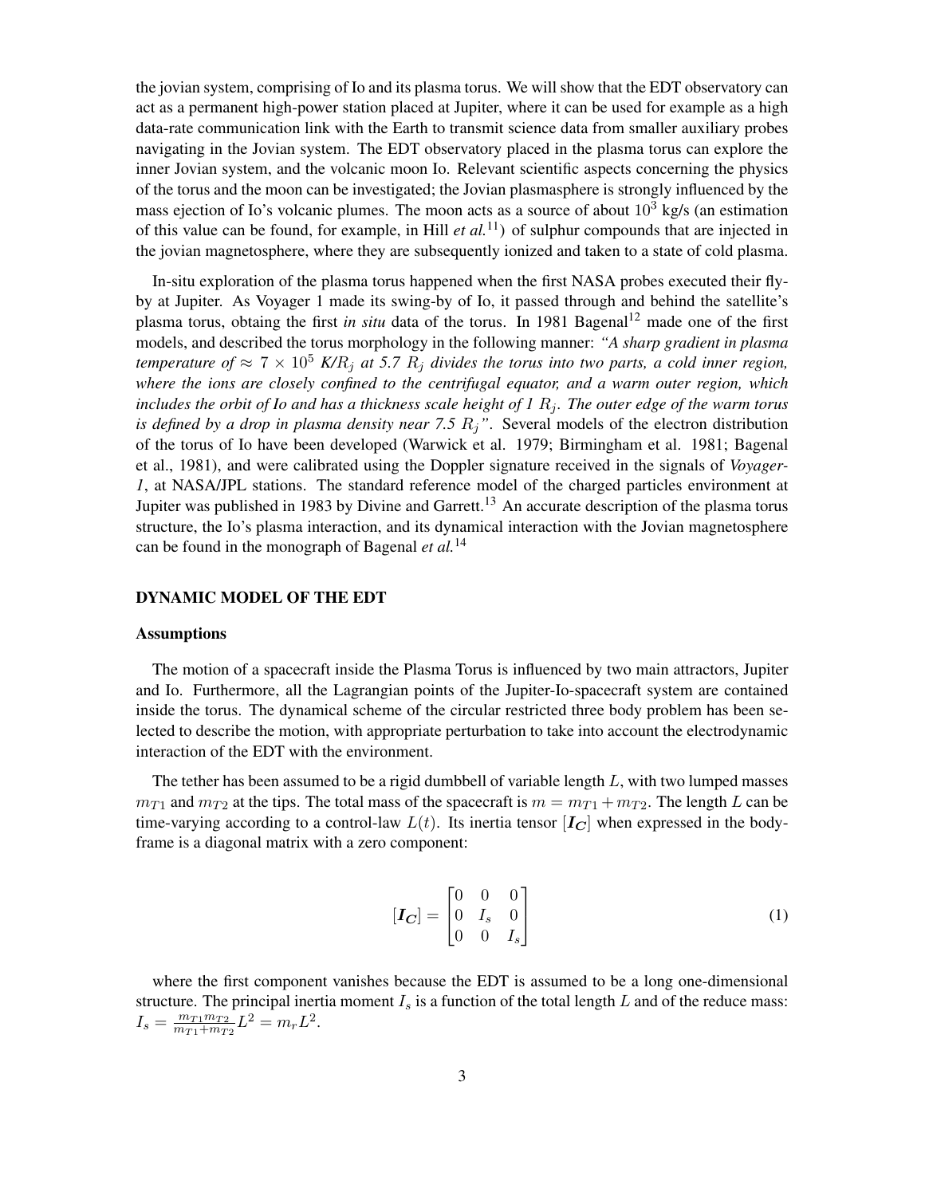the jovian system, comprising of Io and its plasma torus. We will show that the EDT observatory can act as a permanent high-power station placed at Jupiter, where it can be used for example as a high data-rate communication link with the Earth to transmit science data from smaller auxiliary probes navigating in the Jovian system. The EDT observatory placed in the plasma torus can explore the inner Jovian system, and the volcanic moon Io. Relevant scientific aspects concerning the physics of the torus and the moon can be investigated; the Jovian plasmasphere is strongly influenced by the mass ejection of Io's volcanic plumes. The moon acts as a source of about $10^3$ kg/s (an estimation of this value can be found, for example, in Hill *et al.*[11]) of sulphur compounds that are injected in the jovian magnetosphere, where they are subsequently ionized and taken to a state of cold plasma.

In-situ exploration of the plasma torus happened when the first NASA probes executed their fly-by at Jupiter. As Voyager 1 made its swing-by of Io, it passed through and behind the satellite's plasma torus, obtaing the first *in situ* data of the torus. In 1981 Bagenal[12] made one of the first models, and described the torus morphology in the following manner: *"A sharp gradient in plasma temperature of $\approx 7 \times 10^5$ K/$R_j$ at 5.7 $R_j$ divides the torus into two parts, a cold inner region, where the ions are closely confined to the centrifugal equator, and a warm outer region, which includes the orbit of Io and has a thickness scale height of 1 $R_j$. The outer edge of the warm torus is defined by a drop in plasma density near 7.5 $R_j$"*. Several models of the electron distribution of the torus of Io have been developed (Warwick et al. 1979; Birmingham et al. 1981; Bagenal et al., 1981), and were calibrated using the Doppler signature received in the signals of *Voyager-1*, at NASA/JPL stations. The standard reference model of the charged particles environment at Jupiter was published in 1983 by Divine and Garrett.[13] An accurate description of the plasma torus structure, the Io's plasma interaction, and its dynamical interaction with the Jovian magnetosphere can be found in the monograph of Bagenal *et al.*[14]

## DYNAMIC MODEL OF THE EDT

### Assumptions

The motion of a spacecraft inside the Plasma Torus is influenced by two main attractors, Jupiter and Io. Furthermore, all the Lagrangian points of the Jupiter-Io-spacecraft system are contained inside the torus. The dynamical scheme of the circular restricted three body problem has been selected to describe the motion, with appropriate perturbation to take into account the electrodynamic interaction of the EDT with the environment.

The tether has been assumed to be a rigid dumbbell of variable length $L$, with two lumped masses $m_{T1}$ and $m_{T2}$ at the tips. The total mass of the spacecraft is $m = m_{T1} + m_{T2}$. The length $L$ can be time-varying according to a control-law $L(t)$. Its inertia tensor $[\boldsymbol{I_C}]$ when expressed in the body-frame is a diagonal matrix with a zero component:

$$[\boldsymbol{I_C}] = \begin{bmatrix} 0 & 0 & 0 \\ 0 & I_s & 0 \\ 0 & 0 & I_s \end{bmatrix} \tag{1}$$

where the first component vanishes because the EDT is assumed to be a long one-dimensional structure. The principal inertia moment $I_s$ is a function of the total length $L$ and of the reduce mass: $I_s = \frac{m_{T1} m_{T2}}{m_{T1}+m_{T2}} L^2 = m_r L^2$.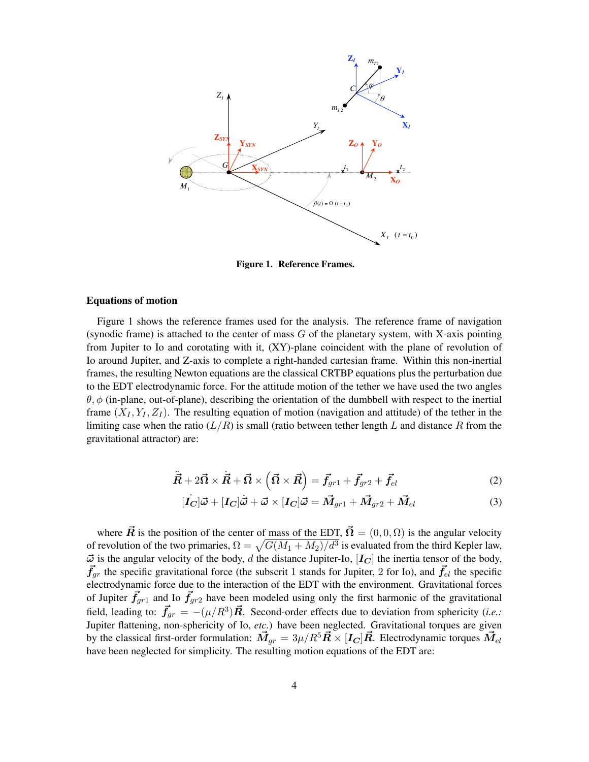**Figure 1. Reference Frames.**

### Equations of motion

Figure 1 shows the reference frames used for the analysis. The reference frame of navigation (synodic frame) is attached to the center of mass $G$ of the planetary system, with X-axis pointing from Jupiter to Io and corotating with it, (XY)-plane coincident with the plane of revolution of Io around Jupiter, and Z-axis to complete a right-handed cartesian frame. Within this non-inertial frames, the resulting Newton equations are the classical CRTBP equations plus the perturbation due to the EDT electrodynamic force. For the attitude motion of the tether we have used the two angles $\theta, \phi$ (in-plane, out-of-plane), describing the orientation of the dumbbell with respect to the inertial frame $(X_I, Y_I, Z_I)$. The resulting equation of motion (navigation and attitude) of the tether in the limiting case when the ratio $(L/R)$ is small (ratio between tether length $L$ and distance $R$ from the gravitational attractor) are:

$$\ddot{\vec{R}} + 2\vec{\Omega} \times \dot{\vec{R}} + \dot{\vec{\Omega}} \times \left(\vec{\Omega} \times \vec{R}\right) = \vec{f}_{gr1} + \vec{f}_{gr2} + \vec{f}_{el} \tag{2}$$

$$[\dot{I_C}]\vec{\omega} + [I_C]\dot{\vec{\omega}} + \vec{\omega} \times [I_C]\vec{\omega} = \vec{M}_{gr1} + \vec{M}_{gr2} + \vec{M}_{el} \tag{3}$$

where $\vec{R}$ is the position of the center of mass of the EDT, $\vec{\Omega} = (0, 0, \Omega)$ is the angular velocity of revolution of the two primaries, $\Omega = \sqrt{G(M_1 + M_2)/d^3}$ is evaluated from the third Kepler law, $\vec{\omega}$ is the angular velocity of the body, $d$ the distance Jupiter-Io, $[I_C]$ the inertia tensor of the body, $\vec{f}_{gr}$ the specific gravitational force (the subscrit 1 stands for Jupiter, 2 for Io), and $\vec{f}_{el}$ the specific electrodynamic force due to the interaction of the EDT with the environment. Gravitational forces of Jupiter $\vec{f}_{gr1}$ and Io $\vec{f}_{gr2}$ have been modeled using only the first harmonic of the gravitational field, leading to: $\vec{f}_{gr} = -(\mu/R^3)\vec{R}$. Second-order effects due to deviation from sphericity (*i.e.:* Jupiter flattening, non-sphericity of Io, *etc.*) have been neglected. Gravitational torques are given by the classical first-order formulation: $\vec{M}_{gr} = 3\mu/R^5\vec{R} \times [I_C]\vec{R}$. Electrodynamic torques $\vec{M}_{el}$ have been neglected for simplicity. The resulting motion equations of the EDT are: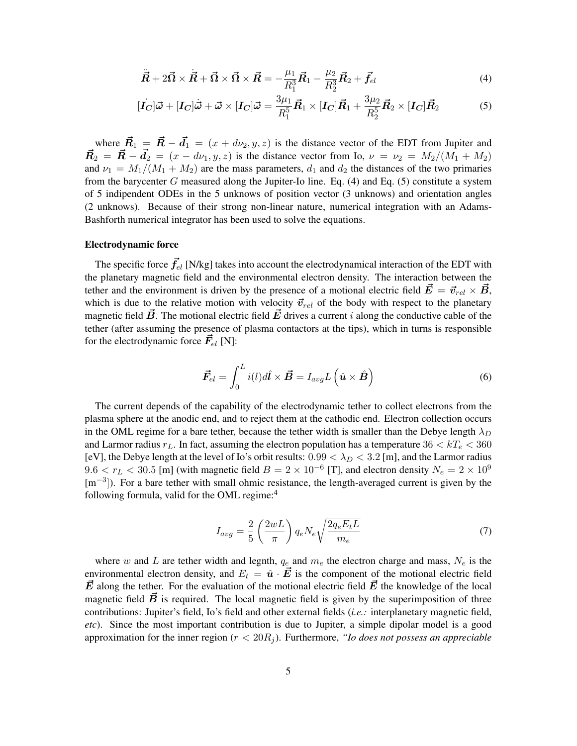$$\ddot{\vec{R}} + 2\vec{\Omega} \times \dot{\vec{R}} + \dot{\vec{\Omega}} \times \vec{R} + \vec{\Omega} \times \vec{\Omega} \times \vec{R} = -\frac{\mu_1}{R_1^3}\vec{R}_1 - \frac{\mu_2}{R_2^3}\vec{R}_2 + \vec{f}_{el} \tag{4}$$

$$[\dot{\boldsymbol{I}_C}]\vec{\omega} + [\boldsymbol{I}_C]\dot{\vec{\omega}} + \vec{\omega} \times [\boldsymbol{I}_C]\vec{\omega} = \frac{3\mu_1}{R_1^5}\vec{R}_1 \times [\boldsymbol{I}_C]\vec{R}_1 + \frac{3\mu_2}{R_2^5}\vec{R}_2 \times [\boldsymbol{I}_C]\vec{R}_2 \tag{5}$$

where $\vec{R}_1 = \vec{R} - \vec{d}_1 = (x + d\nu_2, y, z)$ is the distance vector of the EDT from Jupiter and $\vec{R}_2 = \vec{R} - \vec{d}_2 = (x - d\nu_1, y, z)$ is the distance vector from Io, $\nu = \nu_2 = M_2/(M_1 + M_2)$ and $\nu_1 = M_1/(M_1 + M_2)$ are the mass parameters, $d_1$ and $d_2$ the distances of the two primaries from the barycenter $G$ measured along the Jupiter-Io line. Eq. (4) and Eq. (5) constitute a system of 5 indipendent ODEs in the 5 unknows of position vector (3 unknows) and orientation angles (2 unknows). Because of their strong non-linear nature, numerical integration with an Adams-Bashforth numerical integrator has been used to solve the equations.

### Electrodynamic force

The specific force $\vec{f}_{el}$ [N/kg] takes into account the electrodynamical interaction of the EDT with the planetary magnetic field and the environmental electron density. The interaction between the tether and the environment is driven by the presence of a motional electric field $\vec{E} = \vec{v}_{rel} \times \vec{B}$, which is due to the relative motion with velocity $\vec{v}_{rel}$ of the body with respect to the planetary magnetic field $\vec{B}$. The motional electric field $\vec{E}$ drives a current $i$ along the conductive cable of the tether (after assuming the presence of plasma contactors at the tips), which in turns is responsible for the electrodynamic force $\vec{F}_{el}$ [N]:

$$\vec{F}_{el} = \int_0^L i(l) d\hat{\boldsymbol{l}} \times \vec{B} = I_{avg} L \left( \hat{\boldsymbol{u}} \times \hat{\boldsymbol{B}} \right) \tag{6}$$

The current depends of the capability of the electrodynamic tether to collect electrons from the plasma sphere at the anodic end, and to reject them at the cathodic end. Electron collection occurs in the OML regime for a bare tether, because the tether width is smaller than the Debye length $\lambda_D$ and Larmor radius $r_L$. In fact, assuming the electron population has a temperature $36 < kT_e < 360$ [eV], the Debye length at the level of Io's orbit results: $0.99 < \lambda_D < 3.2$ [m], and the Larmor radius $9.6 < r_L < 30.5$ [m] (with magnetic field $B = 2 \times 10^{-6}$ [T], and electron density $N_e = 2 \times 10^9$ [m$^{-3}$]). For a bare tether with small ohmic resistance, the length-averaged current is given by the following formula, valid for the OML regime:[4]

$$I_{avg} = \frac{2}{5} \left( \frac{2wL}{\pi} \right) q_e N_e \sqrt{\frac{2 q_e E_t L}{m_e}} \tag{7}$$

where $w$ and $L$ are tether width and legnth, $q_e$ and $m_e$ the electron charge and mass, $N_e$ is the environmental electron density, and $E_t = \hat{\boldsymbol{u}} \cdot \vec{E}$ is the component of the motional electric field $\vec{E}$ along the tether. For the evaluation of the motional electric field $\vec{E}$ the knowledge of the local magnetic field $\vec{B}$ is required. The local magnetic field is given by the superimposition of three contributions: Jupiter's field, Io's field and other external fields (*i.e.:* interplanetary magnetic field, *etc*). Since the most important contribution is due to Jupiter, a simple dipolar model is a good approximation for the inner region ($r < 20R_j$). Furthermore, *"Io does not possess an appreciable*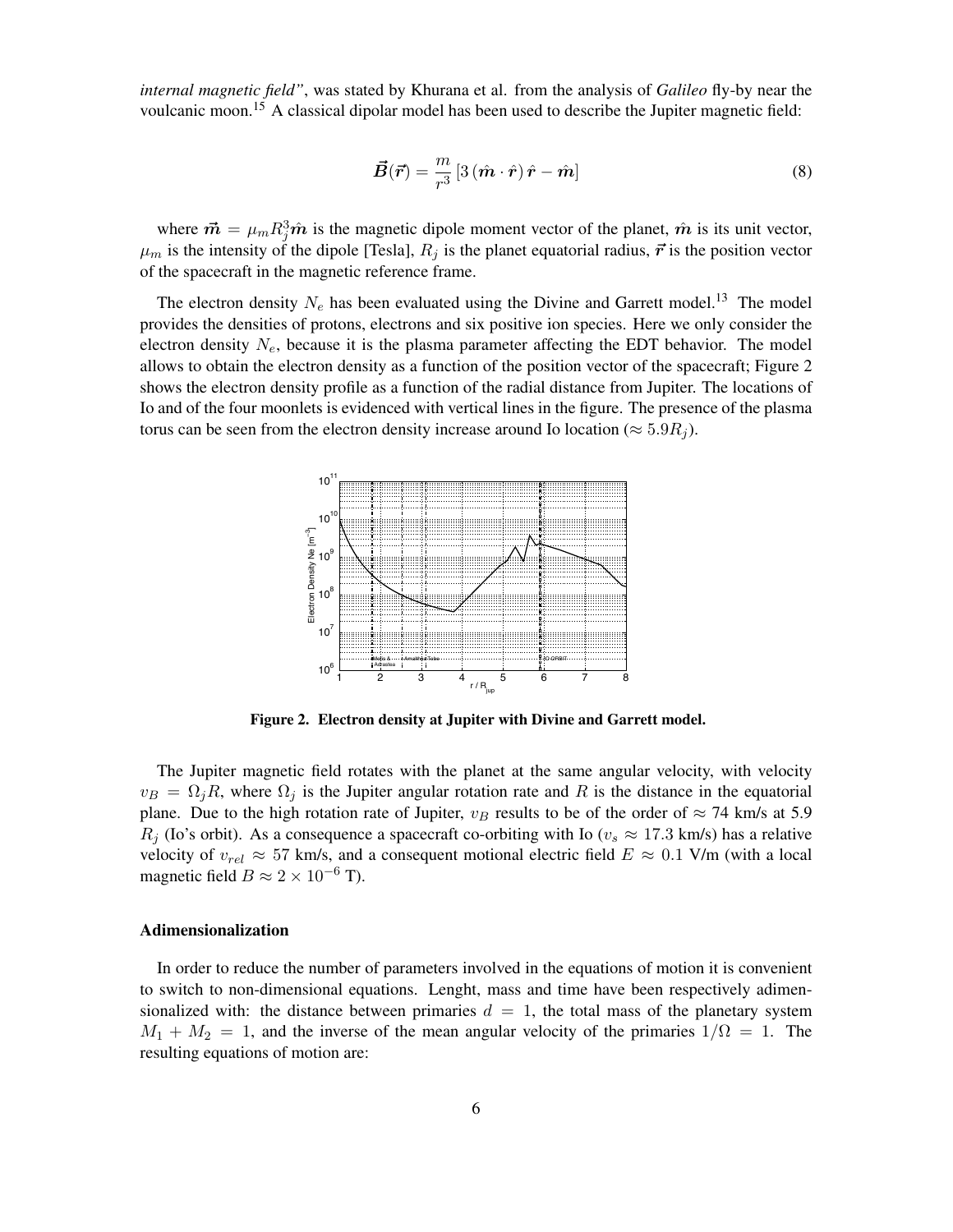*internal magnetic field"*, was stated by Khurana et al. from the analysis of *Galileo* fly-by near the voulcanic moon.[15] A classical dipolar model has been used to describe the Jupiter magnetic field:

$$\vec{\boldsymbol{B}}(\vec{\boldsymbol{r}}) = \frac{m}{r^3}\left[3\left(\hat{\boldsymbol{m}}\cdot\hat{\boldsymbol{r}}\right)\hat{\boldsymbol{r}} - \hat{\boldsymbol{m}}\right] \tag{8}$$

where $\vec{\boldsymbol{m}} = \mu_m R_j^3 \hat{\boldsymbol{m}}$ is the magnetic dipole moment vector of the planet, $\hat{\boldsymbol{m}}$ is its unit vector, $\mu_m$ is the intensity of the dipole [Tesla], $R_j$ is the planet equatorial radius, $\vec{\boldsymbol{r}}$ is the position vector of the spacecraft in the magnetic reference frame.

The electron density $N_e$ has been evaluated using the Divine and Garrett model.[13] The model provides the densities of protons, electrons and six positive ion species. Here we only consider the electron density $N_e$, because it is the plasma parameter affecting the EDT behavior. The model allows to obtain the electron density as a function of the position vector of the spacecraft; Figure 2 shows the electron density profile as a function of the radial distance from Jupiter. The locations of Io and of the four moonlets is evidenced with vertical lines in the figure. The presence of the plasma torus can be seen from the electron density increase around Io location ($\approx 5.9 R_j$).

**Figure 2. Electron density at Jupiter with Divine and Garrett model.**

The Jupiter magnetic field rotates with the planet at the same angular velocity, with velocity $v_B = \Omega_j R$, where $\Omega_j$ is the Jupiter angular rotation rate and $R$ is the distance in the equatorial plane. Due to the high rotation rate of Jupiter, $v_B$ results to be of the order of $\approx 74$ km/s at 5.9 $R_j$ (Io's orbit). As a consequence a spacecraft co-orbiting with Io ($v_s \approx 17.3$ km/s) has a relative velocity of $v_{rel} \approx 57$ km/s, and a consequent motional electric field $E \approx 0.1$ V/m (with a local magnetic field $B \approx 2 \times 10^{-6}$ T).

### Adimensionalization

In order to reduce the number of parameters involved in the equations of motion it is convenient to switch to non-dimensional equations. Lenght, mass and time have been respectively adimensionalized with: the distance between primaries $d = 1$, the total mass of the planetary system $M_1 + M_2 = 1$, and the inverse of the mean angular velocity of the primaries $1/\Omega = 1$. The resulting equations of motion are: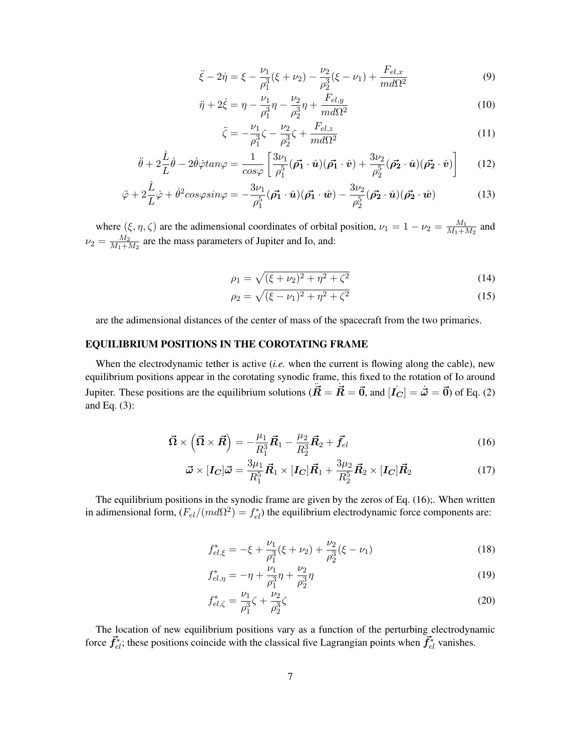$$\ddot{\xi} - 2\dot{\eta} = \xi - \frac{\nu_1}{\rho_1^3}(\xi + \nu_2) - \frac{\nu_2}{\rho_2^3}(\xi - \nu_1) + \frac{F_{el,x}}{md\Omega^2} \tag{9}$$

$$\ddot{\eta} + 2\dot{\xi} = \eta - \frac{\nu_1}{\rho_1^3}\eta - \frac{\nu_2}{\rho_2^3}\eta + \frac{F_{el,y}}{md\Omega^2} \tag{10}$$

$$\ddot{\zeta} = -\frac{\nu_1}{\rho_1^3}\zeta - \frac{\nu_2}{\rho_2^3}\zeta + \frac{F_{el,z}}{md\Omega^2} \tag{11}$$

$$\ddot{\theta} + 2\frac{\dot{L}}{L}\dot{\theta} - 2\dot{\theta}\dot{\varphi}tan\varphi = \frac{1}{cos\varphi}\left[\frac{3\nu_1}{\rho_1^5}(\vec{\rho_1} \cdot \hat{\boldsymbol{u}})(\vec{\rho_1} \cdot \hat{\boldsymbol{v}}) + \frac{3\nu_2}{\rho_2^5}(\vec{\rho_2} \cdot \hat{\boldsymbol{u}})(\vec{\rho_2} \cdot \hat{\boldsymbol{v}})\right] \tag{12}$$

$$\ddot{\varphi} + 2\frac{\dot{L}}{L}\dot{\varphi} + \dot{\theta}^2 cos\varphi sin\varphi = -\frac{3\nu_1}{\rho_1^5}(\vec{\rho_1} \cdot \hat{\boldsymbol{u}})(\vec{\rho_1} \cdot \hat{\boldsymbol{w}}) - \frac{3\nu_2}{\rho_2^5}(\vec{\rho_2} \cdot \hat{\boldsymbol{u}})(\vec{\rho_2} \cdot \hat{\boldsymbol{w}}) \tag{13}$$

where $(\xi, \eta, \zeta)$ are the adimensional coordinates of orbital position, $\nu_1 = 1 - \nu_2 = \frac{M_1}{M_1+M_2}$ and $\nu_2 = \frac{M_2}{M_1+M_2}$ are the mass parameters of Jupiter and Io, and:

$$\rho_1 = \sqrt{(\xi + \nu_2)^2 + \eta^2 + \zeta^2} \tag{14}$$

$$\rho_2 = \sqrt{(\xi - \nu_1)^2 + \eta^2 + \zeta^2} \tag{15}$$

are the adimensional distances of the center of mass of the spacecraft from the two primaries.

## EQUILIBRIUM POSITIONS IN THE COROTATING FRAME

When the electrodynamic tether is active (*i.e.* when the current is flowing along the cable), new equilibrium positions appear in the corotating synodic frame, this fixed to the rotation of Io around Jupiter. These positions are the equilibrium solutions ($\ddot{\vec{R}} = \dot{\vec{R}} = \vec{0}$, and $[\dot{\boldsymbol{I_C}}] = \dot{\vec{\omega}} = \vec{0}$) of Eq. (2) and Eq. (3):

$$\vec{\Omega} \times \left(\vec{\Omega} \times \vec{R}\right) = -\frac{\mu_1}{R_1^3}\vec{R}_1 - \frac{\mu_2}{R_2^3}\vec{R}_2 + \vec{f}_{el} \tag{16}$$

$$\vec{\omega} \times [\boldsymbol{I_C}]\vec{\omega} = \frac{3\mu_1}{R_1^5}\vec{R}_1 \times [\boldsymbol{I_C}]\vec{R}_1 + \frac{3\mu_2}{R_2^5}\vec{R}_2 \times [\boldsymbol{I_C}]\vec{R}_2 \tag{17}$$

The equilibrium positions in the synodic frame are given by the zeros of Eq. (16);. When written in adimensional form, $(F_{el}/(md\Omega^2) = f_{el}^*)$ the equilibrium electrodynamic force components are:

$$f_{el,\xi}^* = -\xi + \frac{\nu_1}{\rho_1^3}(\xi + \nu_2) + \frac{\nu_2}{\rho_2^3}(\xi - \nu_1) \tag{18}$$

$$f_{el,\eta}^* = -\eta + \frac{\nu_1}{\rho_1^3}\eta + \frac{\nu_2}{\rho_2^3}\eta \tag{19}$$

$$f_{el,\zeta}^* = \frac{\nu_1}{\rho_1^3}\zeta + \frac{\nu_2}{\rho_2^3}\zeta \tag{20}$$

The location of new equilibrium positions vary as a function of the perturbing electrodynamic force $\vec{f}_{el}^*$; these positions coincide with the classical five Lagrangian points when $\vec{f}_{el}^*$ vanishes.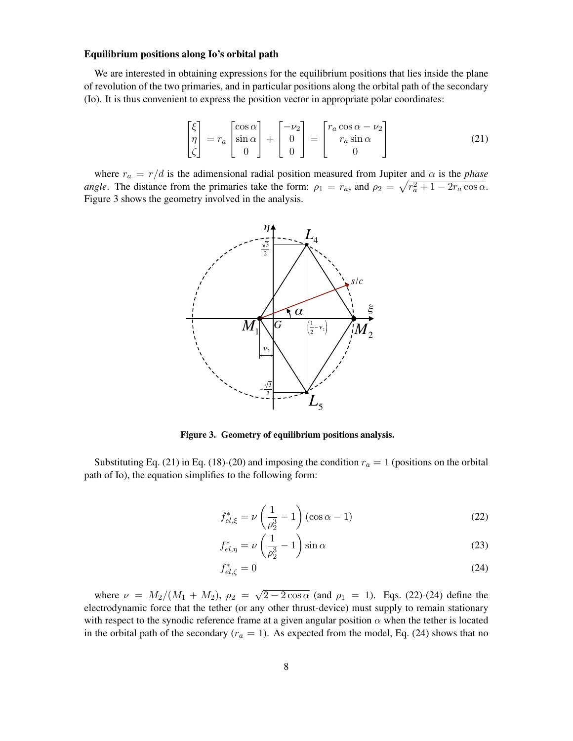### Equilibrium positions along Io's orbital path

We are interested in obtaining expressions for the equilibrium positions that lies inside the plane of revolution of the two primaries, and in particular positions along the orbital path of the secondary (Io). It is thus convenient to express the position vector in appropriate polar coordinates:

$$\begin{bmatrix} \xi \\ \eta \\ \zeta \end{bmatrix} = r_a \begin{bmatrix} \cos\alpha \\ \sin\alpha \\ 0 \end{bmatrix} + \begin{bmatrix} -\nu_2 \\ 0 \\ 0 \end{bmatrix} = \begin{bmatrix} r_a\cos\alpha - \nu_2 \\ r_a \sin\alpha \\ 0 \end{bmatrix} \tag{21}$$

where $r_a = r/d$ is the adimensional radial position measured from Jupiter and $\alpha$ is the *phase angle*. The distance from the primaries take the form: $\rho_1 = r_a$, and $\rho_2 = \sqrt{r_a^2 + 1 - 2r_a\cos\alpha}$. Figure 3 shows the geometry involved in the analysis.

**Figure 3. Geometry of equilibrium positions analysis.**

Substituting Eq. (21) in Eq. (18)-(20) and imposing the condition $r_a = 1$ (positions on the orbital path of Io), the equation simplifies to the following form:

$$f^*_{el,\xi} = \nu\left(\frac{1}{\rho_2^3} - 1\right)(\cos\alpha - 1) \tag{22}$$

$$f^*_{el,\eta} = \nu\left(\frac{1}{\rho_2^3} - 1\right)\sin\alpha \tag{23}$$

$$f^*_{el,\zeta} = 0 \tag{24}$$

where $\nu = M_2/(M_1 + M_2)$, $\rho_2 = \sqrt{2 - 2\cos\alpha}$ (and $\rho_1 = 1$). Eqs. (22)-(24) define the electrodynamic force that the tether (or any other thrust-device) must supply to remain stationary with respect to the synodic reference frame at a given angular position $\alpha$ when the tether is located in the orbital path of the secondary ($r_a = 1$). As expected from the model, Eq. (24) shows that no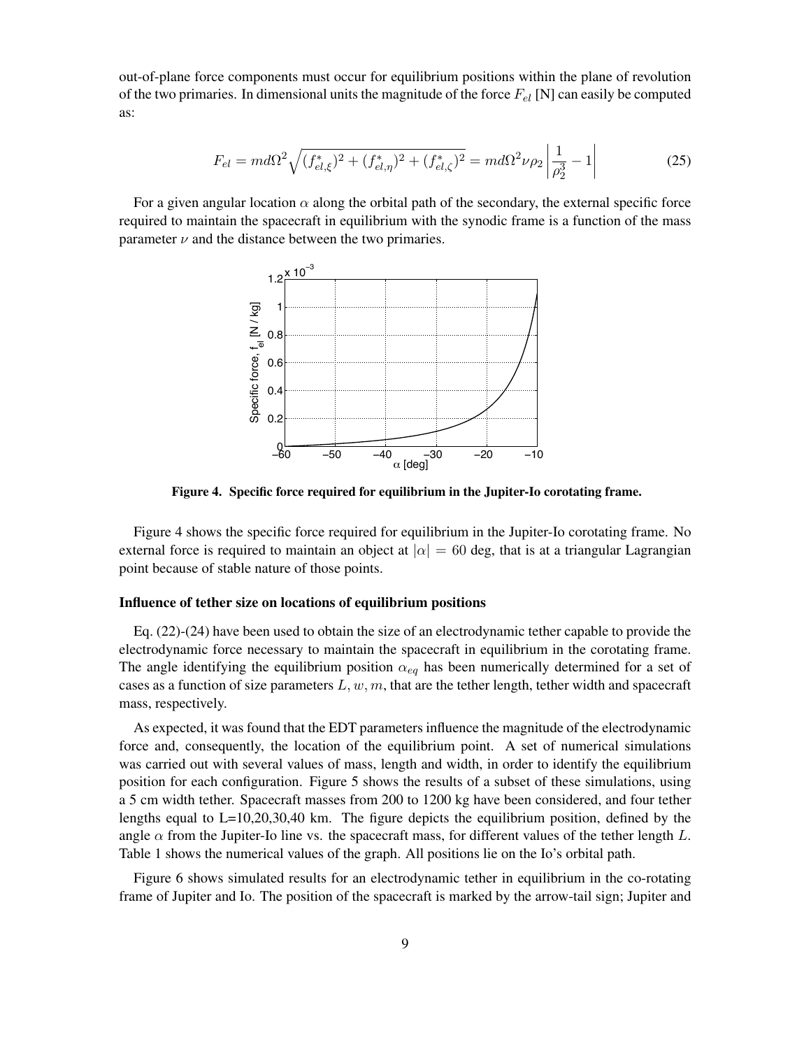out-of-plane force components must occur for equilibrium positions within the plane of revolution of the two primaries. In dimensional units the magnitude of the force $F_{el}$ [N] can easily be computed as:

$$F_{el} = md\Omega^2 \sqrt{(f^*_{el,\xi})^2 + (f^*_{el,\eta})^2 + (f^*_{el,\zeta})^2} = md\Omega^2 \nu \rho_2 \left| \frac{1}{\rho_2^3} - 1 \right| \tag{25}$$

For a given angular location $\alpha$ along the orbital path of the secondary, the external specific force required to maintain the spacecraft in equilibrium with the synodic frame is a function of the mass parameter $\nu$ and the distance between the two primaries.

**Figure 4. Specific force required for equilibrium in the Jupiter-Io corotating frame.**

Figure 4 shows the specific force required for equilibrium in the Jupiter-Io corotating frame. No external force is required to maintain an object at $|\alpha| = 60$ deg, that is at a triangular Lagrangian point because of stable nature of those points.

### Influence of tether size on locations of equilibrium positions

Eq. (22)-(24) have been used to obtain the size of an electrodynamic tether capable to provide the electrodynamic force necessary to maintain the spacecraft in equilibrium in the corotating frame. The angle identifying the equilibrium position $\alpha_{eq}$ has been numerically determined for a set of cases as a function of size parameters $L, w, m$, that are the tether length, tether width and spacecraft mass, respectively.

As expected, it was found that the EDT parameters influence the magnitude of the electrodynamic force and, consequently, the location of the equilibrium point. A set of numerical simulations was carried out with several values of mass, length and width, in order to identify the equilibrium position for each configuration. Figure 5 shows the results of a subset of these simulations, using a 5 cm width tether. Spacecraft masses from 200 to 1200 kg have been considered, and four tether lengths equal to L=10,20,30,40 km. The figure depicts the equilibrium position, defined by the angle $\alpha$ from the Jupiter-Io line vs. the spacecraft mass, for different values of the tether length $L$. Table 1 shows the numerical values of the graph. All positions lie on the Io's orbital path.

Figure 6 shows simulated results for an electrodynamic tether in equilibrium in the co-rotating frame of Jupiter and Io. The position of the spacecraft is marked by the arrow-tail sign; Jupiter and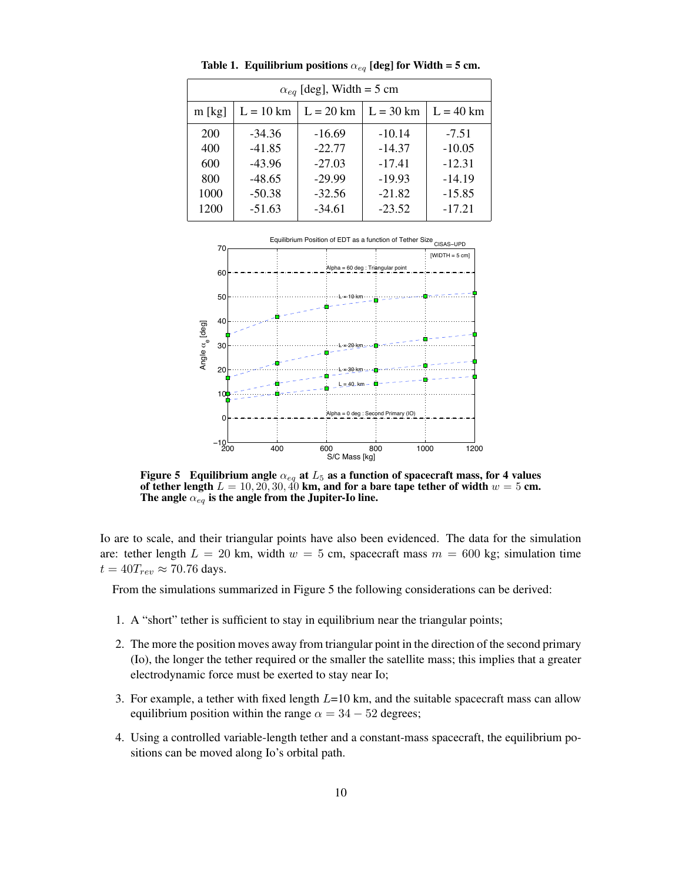**Table 1. Equilibrium positions $\alpha_{eq}$ [deg] for Width = 5 cm.**

| $\alpha_{eq}$ [deg], Width = 5 cm | | | | |
|---|---|---|---|---|
| m [kg] | L = 10 km | L = 20 km | L = 30 km | L = 40 km |
| 200 | -34.36 | -16.69 | -10.14 | -7.51 |
| 400 | -41.85 | -22.77 | -14.37 | -10.05 |
| 600 | -43.96 | -27.03 | -17.41 | -12.31 |
| 800 | -48.65 | -29.99 | -19.93 | -14.19 |
| 1000 | -50.38 | -32.56 | -21.82 | -15.85 |
| 1200 | -51.63 | -34.61 | -23.52 | -17.21 |

**Figure 5 Equilibrium angle $\alpha_{eq}$ at $L_5$ as a function of spacecraft mass, for 4 values of tether length $L = 10, 20, 30, 40$ km, and for a bare tape tether of width $w = 5$ cm. The angle $\alpha_{eq}$ is the angle from the Jupiter-Io line.**

Io are to scale, and their triangular points have also been evidenced. The data for the simulation are: tether length $L = 20$ km, width $w = 5$ cm, spacecraft mass $m = 600$ kg; simulation time $t = 40T_{rev} \approx 70.76$ days.

From the simulations summarized in Figure 5 the following considerations can be derived:

1. A "short" tether is sufficient to stay in equilibrium near the triangular points;
2. The more the position moves away from triangular point in the direction of the second primary (Io), the longer the tether required or the smaller the satellite mass; this implies that a greater electrodynamic force must be exerted to stay near Io;
3. For example, a tether with fixed length $L$=10 km, and the suitable spacecraft mass can allow equilibrium position within the range $\alpha = 34 - 52$ degrees;
4. Using a controlled variable-length tether and a constant-mass spacecraft, the equilibrium positions can be moved along Io's orbital path.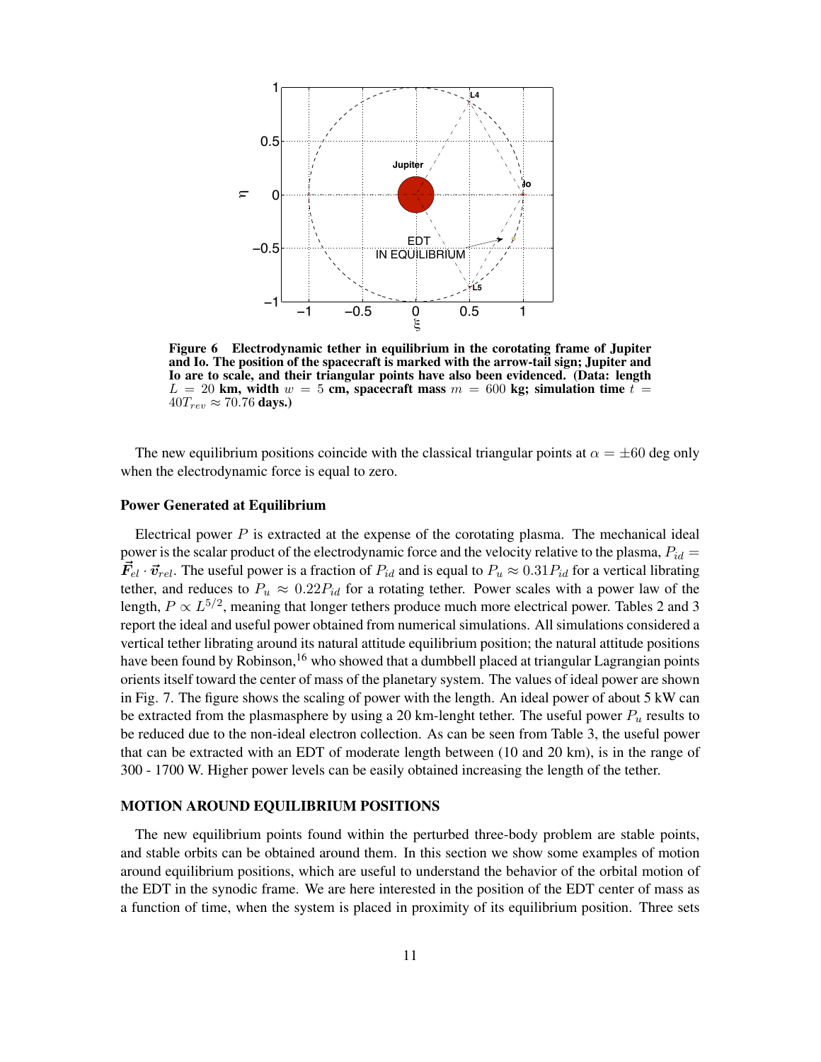**Figure 6 Electrodynamic tether in equilibrium in the corotating frame of Jupiter and Io. The position of the spacecraft is marked with the arrow-tail sign; Jupiter and Io are to scale, and their triangular points have also been evidenced. (Data: length $L = 20$ km, width $w = 5$ cm, spacecraft mass $m = 600$ kg; simulation time $t = 40T_{rev} \approx 70.76$ days.)**

The new equilibrium positions coincide with the classical triangular points at $\alpha = \pm 60$ deg only when the electrodynamic force is equal to zero.

### Power Generated at Equilibrium

Electrical power $P$ is extracted at the expense of the corotating plasma. The mechanical ideal power is the scalar product of the electrodynamic force and the velocity relative to the plasma, $P_{id} = \vec{F}_{el} \cdot \vec{v}_{rel}$. The useful power is a fraction of $P_{id}$ and is equal to $P_u \approx 0.31 P_{id}$ for a vertical librating tether, and reduces to $P_u \approx 0.22 P_{id}$ for a rotating tether. Power scales with a power law of the length, $P \propto L^{5/2}$, meaning that longer tethers produce much more electrical power. Tables 2 and 3 report the ideal and useful power obtained from numerical simulations. All simulations considered a vertical tether librating around its natural attitude equilibrium position; the natural attitude positions have been found by Robinson,[16] who showed that a dumbbell placed at triangular Lagrangian points orients itself toward the center of mass of the planetary system. The values of ideal power are shown in Fig. 7. The figure shows the scaling of power with the length. An ideal power of about 5 kW can be extracted from the plasmasphere by using a 20 km-lenght tether. The useful power $P_u$ results to be reduced due to the non-ideal electron collection. As can be seen from Table 3, the useful power that can be extracted with an EDT of moderate length between (10 and 20 km), is in the range of 300 - 1700 W. Higher power levels can be easily obtained increasing the length of the tether.

## MOTION AROUND EQUILIBRIUM POSITIONS

The new equilibrium points found within the perturbed three-body problem are stable points, and stable orbits can be obtained around them. In this section we show some examples of motion around equilibrium positions, which are useful to understand the behavior of the orbital motion of the EDT in the synodic frame. We are here interested in the position of the EDT center of mass as a function of time, when the system is placed in proximity of its equilibrium position. Three sets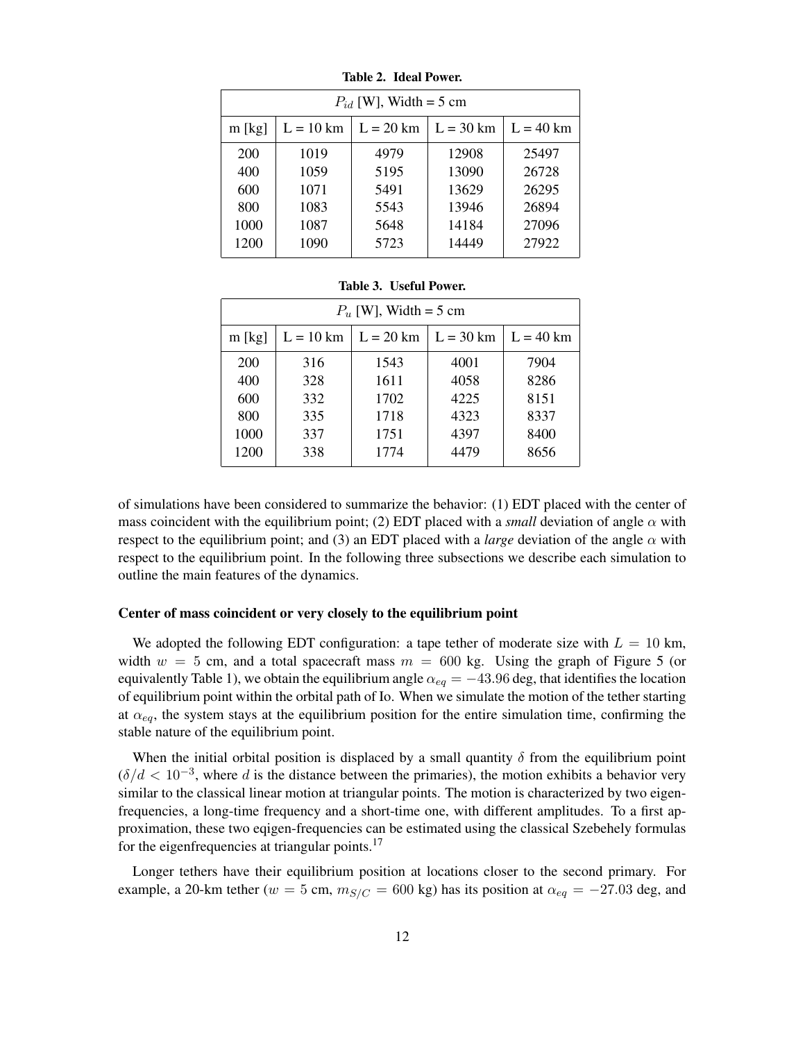**Table 2. Ideal Power.**

| $P_{id}$ [W], Width = 5 cm | | | | |
|---|---|---|---|---|
| m [kg] | L = 10 km | L = 20 km | L = 30 km | L = 40 km |
| 200 | 1019 | 4979 | 12908 | 25497 |
| 400 | 1059 | 5195 | 13090 | 26728 |
| 600 | 1071 | 5491 | 13629 | 26295 |
| 800 | 1083 | 5543 | 13946 | 26894 |
| 1000 | 1087 | 5648 | 14184 | 27096 |
| 1200 | 1090 | 5723 | 14449 | 27922 |

**Table 3. Useful Power.**

| $P_u$ [W], Width = 5 cm | | | | |
|---|---|---|---|---|
| m [kg] | L = 10 km | L = 20 km | L = 30 km | L = 40 km |
| 200 | 316 | 1543 | 4001 | 7904 |
| 400 | 328 | 1611 | 4058 | 8286 |
| 600 | 332 | 1702 | 4225 | 8151 |
| 800 | 335 | 1718 | 4323 | 8337 |
| 1000 | 337 | 1751 | 4397 | 8400 |
| 1200 | 338 | 1774 | 4479 | 8656 |

of simulations have been considered to summarize the behavior: (1) EDT placed with the center of mass coincident with the equilibrium point; (2) EDT placed with a *small* deviation of angle $\alpha$ with respect to the equilibrium point; and (3) an EDT placed with a *large* deviation of the angle $\alpha$ with respect to the equilibrium point. In the following three subsections we describe each simulation to outline the main features of the dynamics.

### Center of mass coincident or very closely to the equilibrium point

We adopted the following EDT configuration: a tape tether of moderate size with $L = 10$ km, width $w = 5$ cm, and a total spacecraft mass $m = 600$ kg. Using the graph of Figure 5 (or equivalently Table 1), we obtain the equilibrium angle $\alpha_{eq} = -43.96$ deg, that identifies the location of equilibrium point within the orbital path of Io. When we simulate the motion of the tether starting at $\alpha_{eq}$, the system stays at the equilibrium position for the entire simulation time, confirming the stable nature of the equilibrium point.

When the initial orbital position is displaced by a small quantity $\delta$ from the equilibrium point ($\delta/d < 10^{-3}$, where $d$ is the distance between the primaries), the motion exhibits a behavior very similar to the classical linear motion at triangular points. The motion is characterized by two eigen-frequencies, a long-time frequency and a short-time one, with different amplitudes. To a first approximation, these two eqigen-frequencies can be estimated using the classical Szebehely formulas for the eigenfrequencies at triangular points.[17]

Longer tethers have their equilibrium position at locations closer to the second primary. For example, a 20-km tether ($w = 5$ cm, $m_{S/C} = 600$ kg) has its position at $\alpha_{eq} = -27.03$ deg, and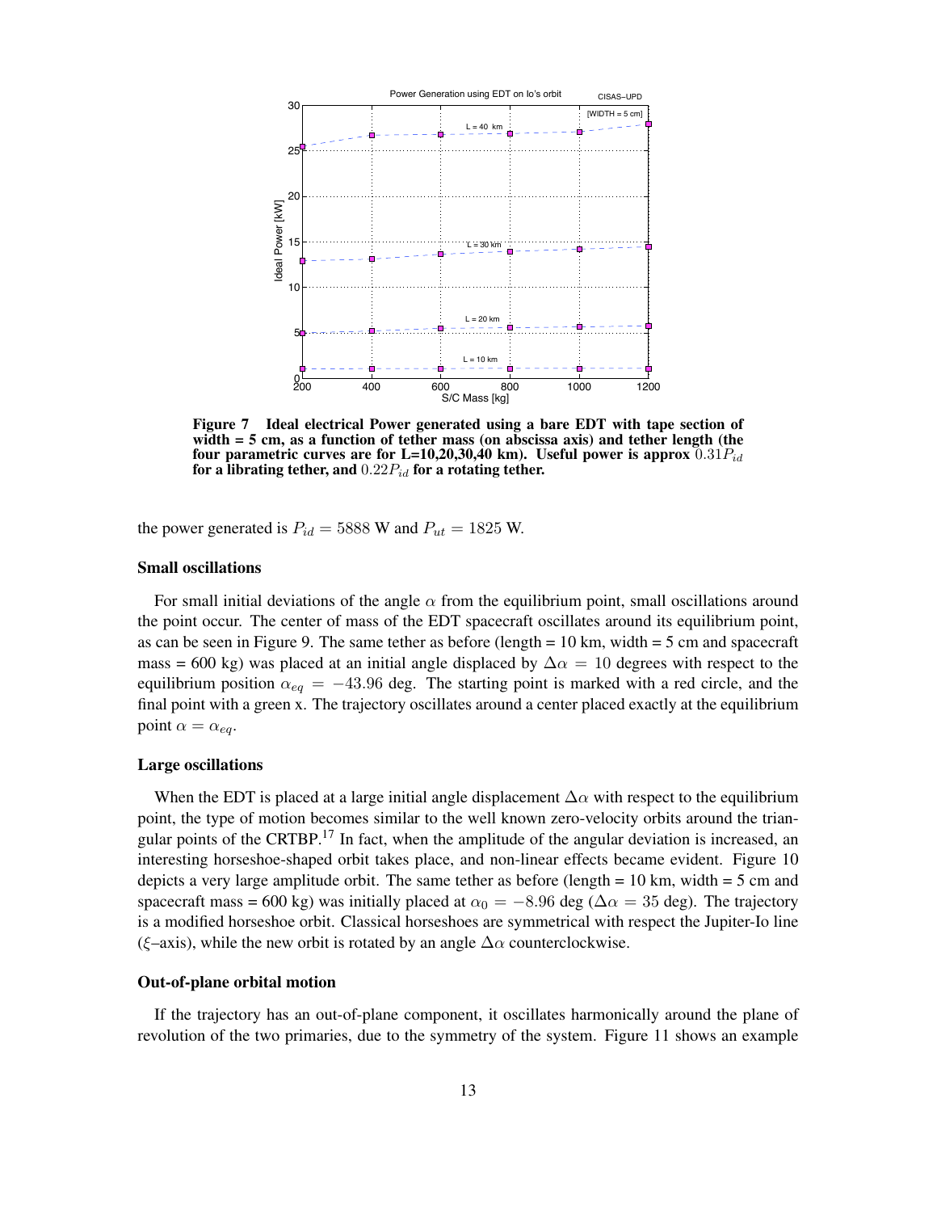**Figure 7 Ideal electrical Power generated using a bare EDT with tape section of width = 5 cm, as a function of tether mass (on abscissa axis) and tether length (the four parametric curves are for L=10,20,30,40 km). Useful power is approx $0.31P_{id}$ for a librating tether, and $0.22P_{id}$ for a rotating tether.**

the power generated is $P_{id} = 5888$ W and $P_{ut} = 1825$ W.

### Small oscillations

For small initial deviations of the angle $\alpha$ from the equilibrium point, small oscillations around the point occur. The center of mass of the EDT spacecraft oscillates around its equilibrium point, as can be seen in Figure 9. The same tether as before (length = 10 km, width = 5 cm and spacecraft mass = 600 kg) was placed at an initial angle displaced by $\Delta\alpha = 10$ degrees with respect to the equilibrium position $\alpha_{eq} = -43.96$ deg. The starting point is marked with a red circle, and the final point with a green x. The trajectory oscillates around a center placed exactly at the equilibrium point $\alpha = \alpha_{eq}$.

### Large oscillations

When the EDT is placed at a large initial angle displacement $\Delta\alpha$ with respect to the equilibrium point, the type of motion becomes similar to the well known zero-velocity orbits around the triangular points of the CRTBP.[17] In fact, when the amplitude of the angular deviation is increased, an interesting horseshoe-shaped orbit takes place, and non-linear effects became evident. Figure 10 depicts a very large amplitude orbit. The same tether as before (length = 10 km, width = 5 cm and spacecraft mass = 600 kg) was initially placed at $\alpha_0 = -8.96$ deg ($\Delta\alpha = 35$ deg). The trajectory is a modified horseshoe orbit. Classical horseshoes are symmetrical with respect the Jupiter-Io line ($\xi$–axis), while the new orbit is rotated by an angle $\Delta\alpha$ counterclockwise.

### Out-of-plane orbital motion

If the trajectory has an out-of-plane component, it oscillates harmonically around the plane of revolution of the two primaries, due to the symmetry of the system. Figure 11 shows an example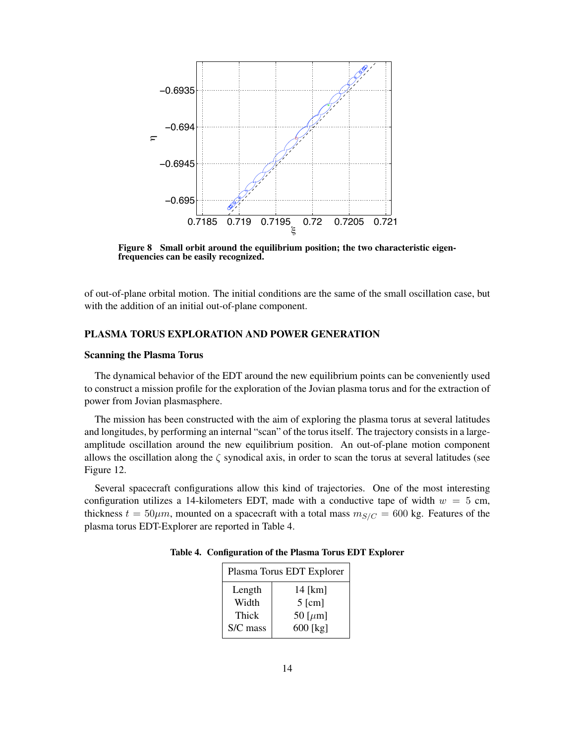Figure 8  Small orbit around the equilibrium position; the two characteristic eigenfrequencies can be easily recognized.

of out-of-plane orbital motion. The initial conditions are the same of the small oscillation case, but with the addition of an initial out-of-plane component.

## PLASMA TORUS EXPLORATION AND POWER GENERATION

### Scanning the Plasma Torus

The dynamical behavior of the EDT around the new equilibrium points can be conveniently used to construct a mission profile for the exploration of the Jovian plasma torus and for the extraction of power from Jovian plasmasphere.

The mission has been constructed with the aim of exploring the plasma torus at several latitudes and longitudes, by performing an internal "scan" of the torus itself. The trajectory consists in a large-amplitude oscillation around the new equilibrium position. An out-of-plane motion component allows the oscillation along the $\zeta$ synodical axis, in order to scan the torus at several latitudes (see Figure 12.

Several spacecraft configurations allow this kind of trajectories. One of the most interesting configuration utilizes a 14-kilometers EDT, made with a conductive tape of width $w = 5$ cm, thickness $t = 50\mu m$, mounted on a spacecraft with a total mass $m_{S/C} = 600$ kg. Features of the plasma torus EDT-Explorer are reported in Table 4.

**Table 4. Configuration of the Plasma Torus EDT Explorer**

| Plasma Torus EDT Explorer | |
|---|---|
| Length | 14 [km] |
| Width | 5 [cm] |
| Thick | 50 [$\mu$m] |
| S/C mass | 600 [kg] |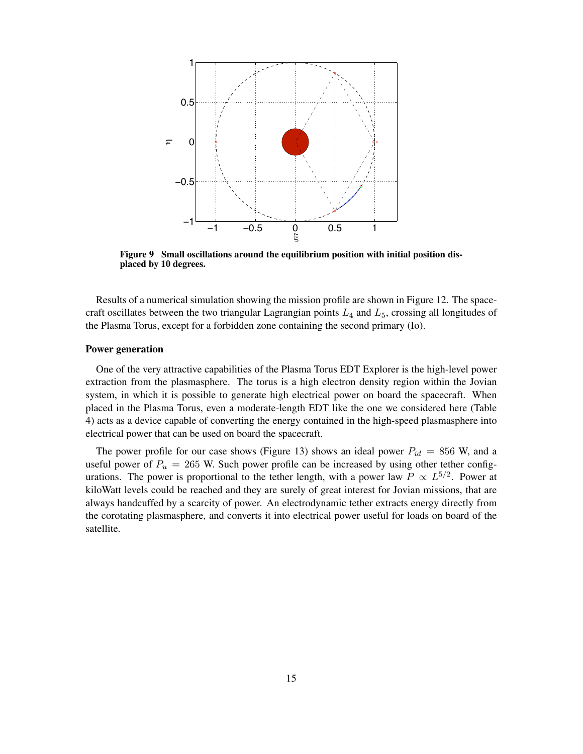**Figure 9 Small oscillations around the equilibrium position with initial position displaced by 10 degrees.**

Results of a numerical simulation showing the mission profile are shown in Figure 12. The spacecraft oscillates between the two triangular Lagrangian points $L_4$ and $L_5$, crossing all longitudes of the Plasma Torus, except for a forbidden zone containing the second primary (Io).

### Power generation

One of the very attractive capabilities of the Plasma Torus EDT Explorer is the high-level power extraction from the plasmasphere. The torus is a high electron density region within the Jovian system, in which it is possible to generate high electrical power on board the spacecraft. When placed in the Plasma Torus, even a moderate-length EDT like the one we considered here (Table 4) acts as a device capable of converting the energy contained in the high-speed plasmasphere into electrical power that can be used on board the spacecraft.

The power profile for our case shows (Figure 13) shows an ideal power $P_{id} = 856$ W, and a useful power of $P_u = 265$ W. Such power profile can be increased by using other tether configurations. The power is proportional to the tether length, with a power law $P \propto L^{5/2}$. Power at kiloWatt levels could be reached and they are surely of great interest for Jovian missions, that are always handcuffed by a scarcity of power. An electrodynamic tether extracts energy directly from the corotating plasmasphere, and converts it into electrical power useful for loads on board of the satellite.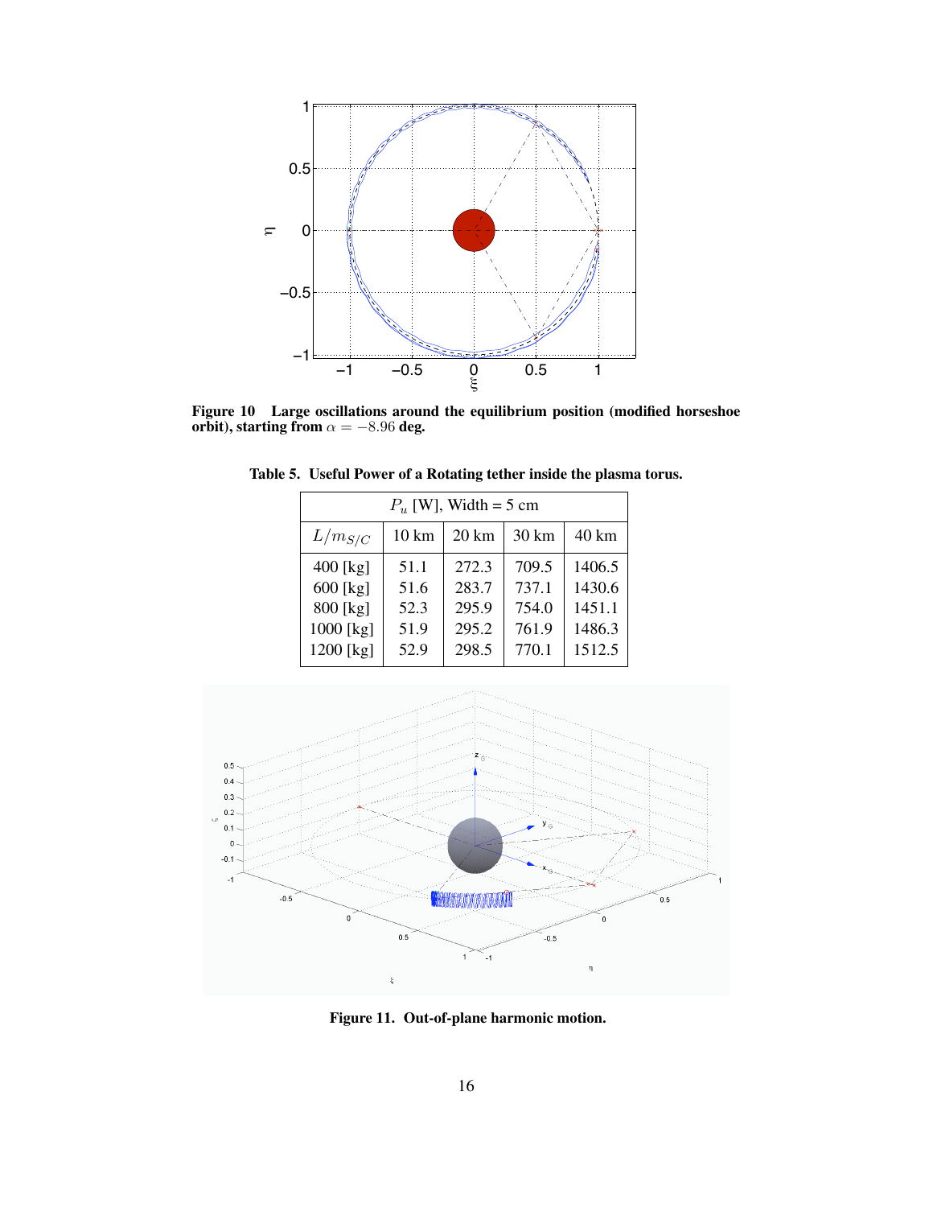**Figure 10 Large oscillations around the equilibrium position (modified horseshoe orbit), starting from $\alpha = -8.96$ deg.**

**Table 5. Useful Power of a Rotating tether inside the plasma torus.**

| $P_u$ [W], Width = 5 cm | | | | |
|---|---|---|---|---|
| $L/m_{S/C}$ | 10 km | 20 km | 30 km | 40 km |
| 400 [kg] | 51.1 | 272.3 | 709.5 | 1406.5 |
| 600 [kg] | 51.6 | 283.7 | 737.1 | 1430.6 |
| 800 [kg] | 52.3 | 295.9 | 754.0 | 1451.1 |
| 1000 [kg] | 51.9 | 295.2 | 761.9 | 1486.3 |
| 1200 [kg] | 52.9 | 298.5 | 770.1 | 1512.5 |

**Figure 11. Out-of-plane harmonic motion.**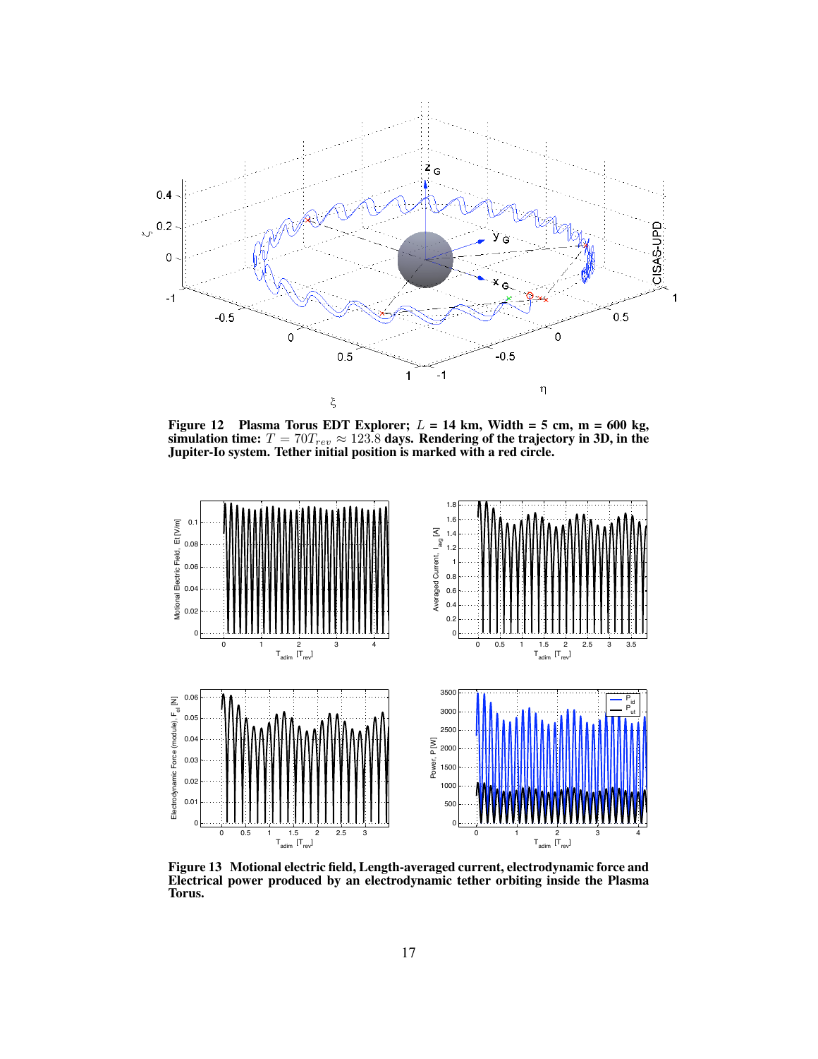**Figure 12 Plasma Torus EDT Explorer; $L$ = 14 km, Width = 5 cm, m = 600 kg, simulation time: $T = 70T_{rev} \approx 123.8$ days. Rendering of the trajectory in 3D, in the Jupiter-Io system. Tether initial position is marked with a red circle.**

**Figure 13 Motional electric field, Length-averaged current, electrodynamic force and Electrical power produced by an electrodynamic tether orbiting inside the Plasma Torus.**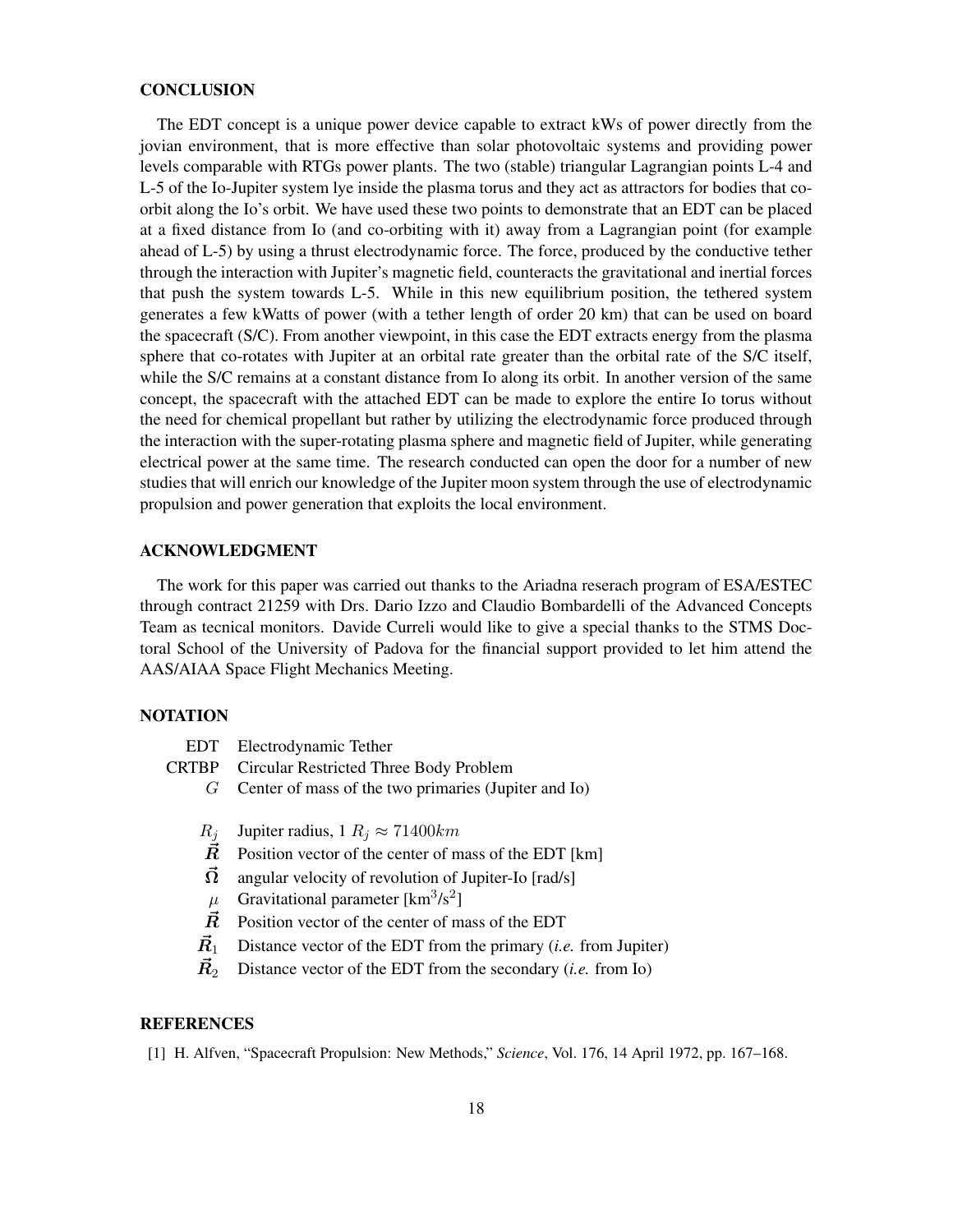## CONCLUSION

The EDT concept is a unique power device capable to extract kWs of power directly from the jovian environment, that is more effective than solar photovoltaic systems and providing power levels comparable with RTGs power plants. The two (stable) triangular Lagrangian points L-4 and L-5 of the Io-Jupiter system lye inside the plasma torus and they act as attractors for bodies that co-orbit along the Io's orbit. We have used these two points to demonstrate that an EDT can be placed at a fixed distance from Io (and co-orbiting with it) away from a Lagrangian point (for example ahead of L-5) by using a thrust electrodynamic force. The force, produced by the conductive tether through the interaction with Jupiter's magnetic field, counteracts the gravitational and inertial forces that push the system towards L-5. While in this new equilibrium position, the tethered system generates a few kWatts of power (with a tether length of order 20 km) that can be used on board the spacecraft (S/C). From another viewpoint, in this case the EDT extracts energy from the plasma sphere that co-rotates with Jupiter at an orbital rate greater than the orbital rate of the S/C itself, while the S/C remains at a constant distance from Io along its orbit. In another version of the same concept, the spacecraft with the attached EDT can be made to explore the entire Io torus without the need for chemical propellant but rather by utilizing the electrodynamic force produced through the interaction with the super-rotating plasma sphere and magnetic field of Jupiter, while generating electrical power at the same time. The research conducted can open the door for a number of new studies that will enrich our knowledge of the Jupiter moon system through the use of electrodynamic propulsion and power generation that exploits the local environment.

## ACKNOWLEDGMENT

The work for this paper was carried out thanks to the Ariadna reserach program of ESA/ESTEC through contract 21259 with Drs. Dario Izzo and Claudio Bombardelli of the Advanced Concepts Team as tecnical monitors. Davide Curreli would like to give a special thanks to the STMS Doctoral School of the University of Padova for the financial support provided to let him attend the AAS/AIAA Space Flight Mechanics Meeting.

## NOTATION

- EDT   Electrodynamic Tether
- CRTBP   Circular Restricted Three Body Problem
- $G$   Center of mass of the two primaries (Jupiter and Io)
- $R_j$   Jupiter radius, 1 $R_j \approx 71400km$
- $\vec{\boldsymbol{R}}$   Position vector of the center of mass of the EDT [km]
- $\vec{\boldsymbol{\Omega}}$   angular velocity of revolution of Jupiter-Io [rad/s]
- $\mu$   Gravitational parameter [$\text{km}^3/\text{s}^2$]
- $\vec{\boldsymbol{R}}$   Position vector of the center of mass of the EDT
- $\vec{\boldsymbol{R}}_1$   Distance vector of the EDT from the primary (*i.e.* from Jupiter)
- $\vec{\boldsymbol{R}}_2$   Distance vector of the EDT from the secondary (*i.e.* from Io)

## REFERENCES

[1] H. Alfven, "Spacecraft Propulsion: New Methods," *Science*, Vol. 176, 14 April 1972, pp. 167–168.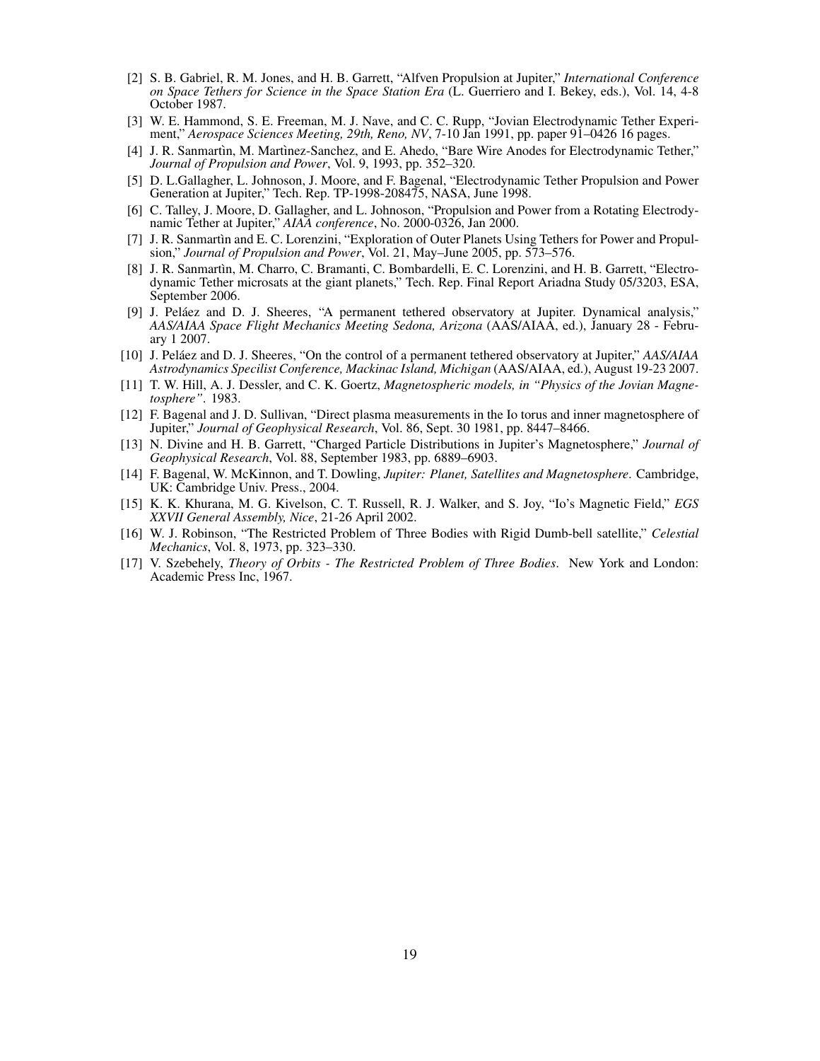[2] S. B. Gabriel, R. M. Jones, and H. B. Garrett, "Alfven Propulsion at Jupiter," *International Conference on Space Tethers for Science in the Space Station Era* (L. Guerriero and I. Bekey, eds.), Vol. 14, 4-8 October 1987.

[3] W. E. Hammond, S. E. Freeman, M. J. Nave, and C. C. Rupp, "Jovian Electrodynamic Tether Experiment," *Aerospace Sciences Meeting, 29th, Reno, NV*, 7-10 Jan 1991, pp. paper 91–0426 16 pages.

[4] J. R. Sanmartìn, M. Martìnez-Sanchez, and E. Ahedo, "Bare Wire Anodes for Electrodynamic Tether," *Journal of Propulsion and Power*, Vol. 9, 1993, pp. 352–320.

[5] D. L.Gallagher, L. Johnoson, J. Moore, and F. Bagenal, "Electrodynamic Tether Propulsion and Power Generation at Jupiter," Tech. Rep. TP-1998-208475, NASA, June 1998.

[6] C. Talley, J. Moore, D. Gallagher, and L. Johnoson, "Propulsion and Power from a Rotating Electrodynamic Tether at Jupiter," *AIAA conference*, No. 2000-0326, Jan 2000.

[7] J. R. Sanmartìn and E. C. Lorenzini, "Exploration of Outer Planets Using Tethers for Power and Propulsion," *Journal of Propulsion and Power*, Vol. 21, May–June 2005, pp. 573–576.

[8] J. R. Sanmartìn, M. Charro, C. Bramanti, C. Bombardelli, E. C. Lorenzini, and H. B. Garrett, "Electrodynamic Tether microsats at the giant planets," Tech. Rep. Final Report Ariadna Study 05/3203, ESA, September 2006.

[9] J. Peláez and D. J. Sheeres, "A permanent tethered observatory at Jupiter. Dynamical analysis," *AAS/AIAA Space Flight Mechanics Meeting Sedona, Arizona* (AAS/AIAA, ed.), January 28 - February 1 2007.

[10] J. Peláez and D. J. Sheeres, "On the control of a permanent tethered observatory at Jupiter," *AAS/AIAA Astrodynamics Specilist Conference, Mackinac Island, Michigan* (AAS/AIAA, ed.), August 19-23 2007.

[11] T. W. Hill, A. J. Dessler, and C. K. Goertz, *Magnetospheric models, in "Physics of the Jovian Magnetosphere"*. 1983.

[12] F. Bagenal and J. D. Sullivan, "Direct plasma measurements in the Io torus and inner magnetosphere of Jupiter," *Journal of Geophysical Research*, Vol. 86, Sept. 30 1981, pp. 8447–8466.

[13] N. Divine and H. B. Garrett, "Charged Particle Distributions in Jupiter's Magnetosphere," *Journal of Geophysical Research*, Vol. 88, September 1983, pp. 6889–6903.

[14] F. Bagenal, W. McKinnon, and T. Dowling, *Jupiter: Planet, Satellites and Magnetosphere*. Cambridge, UK: Cambridge Univ. Press., 2004.

[15] K. K. Khurana, M. G. Kivelson, C. T. Russell, R. J. Walker, and S. Joy, "Io's Magnetic Field," *EGS XXVII General Assembly, Nice*, 21-26 April 2002.

[16] W. J. Robinson, "The Restricted Problem of Three Bodies with Rigid Dumb-bell satellite," *Celestial Mechanics*, Vol. 8, 1973, pp. 323–330.

[17] V. Szebehely, *Theory of Orbits - The Restricted Problem of Three Bodies*. New York and London: Academic Press Inc, 1967.